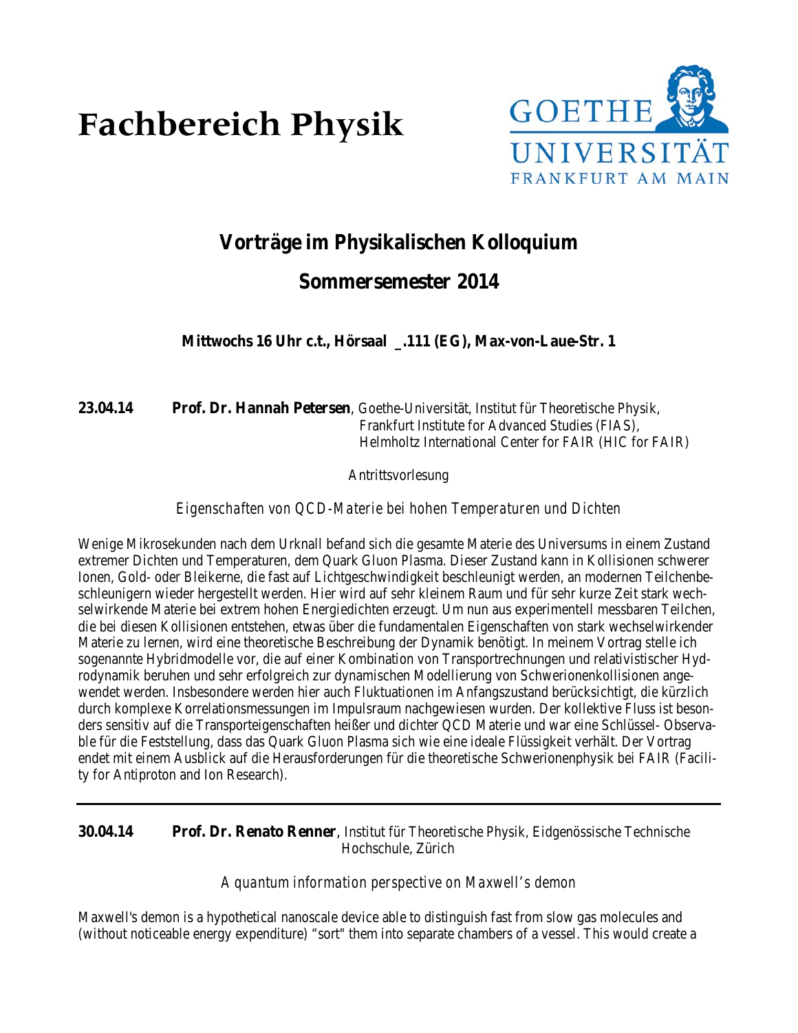# Fachbereich Physik

GOETHE UNIVERSITÄT FRANKFURT AM MAIN

## Vorträge im Physikalischen Kolloquium

## Sommersemester 2014

**Mittwochs 16 Uhr c.t., Hörsaal _.111 (EG), Max-von-Laue-Str. 1**

**23.04.14** **Prof. Dr. Hannah Petersen**, Goethe-Universität, Institut für Theoretische Physik, Frankfurt Institute for Advanced Studies (FIAS), Helmholtz International Center for FAIR (HIC for FAIR)

Antrittsvorlesung

*Eigenschaften von QCD-Materie bei hohen Temperaturen und Dichten*

Wenige Mikrosekunden nach dem Urknall befand sich die gesamte Materie des Universums in einem Zustand extremer Dichten und Temperaturen, dem Quark Gluon Plasma. Dieser Zustand kann in Kollisionen schwerer Ionen, Gold- oder Bleikerne, die fast auf Lichtgeschwindigkeit beschleunigt werden, an modernen Teilchenbeschleunigern wieder hergestellt werden. Hier wird auf sehr kleinem Raum und für sehr kurze Zeit stark wechselwirkende Materie bei extrem hohen Energiedichten erzeugt. Um nun aus experimentell messbaren Teilchen, die bei diesen Kollisionen entstehen, etwas über die fundamentalen Eigenschaften von stark wechselwirkender Materie zu lernen, wird eine theoretische Beschreibung der Dynamik benötigt. In meinem Vortrag stelle ich sogenannte Hybridmodelle vor, die auf einer Kombination von Transportrechnungen und relativistischer Hydrodynamik beruhen und sehr erfolgreich zur dynamischen Modellierung von Schwerionenkollisionen angewendet werden. Insbesondere werden hier auch Fluktuationen im Anfangszustand berücksichtigt, die kürzlich durch komplexe Korrelationsmessungen im Impulsraum nachgewiesen wurden. Der kollektive Fluss ist besonders sensitiv auf die Transporteigenschaften heißer und dichter QCD Materie und war eine Schlüssel- Observable für die Feststellung, dass das Quark Gluon Plasma sich wie eine ideale Flüssigkeit verhält. Der Vortrag endet mit einem Ausblick auf die Herausforderungen für die theoretische Schwerionenphysik bei FAIR (Facility for Antiproton and Ion Research).

---

**30.04.14** **Prof. Dr. Renato Renner**, Institut für Theoretische Physik, Eidgenössische Technische Hochschule, Zürich

*A quantum information perspective on Maxwell's demon*

Maxwell's demon is a hypothetical nanoscale device able to distinguish fast from slow gas molecules and (without noticeable energy expenditure) "sort" them into separate chambers of a vessel. This would create a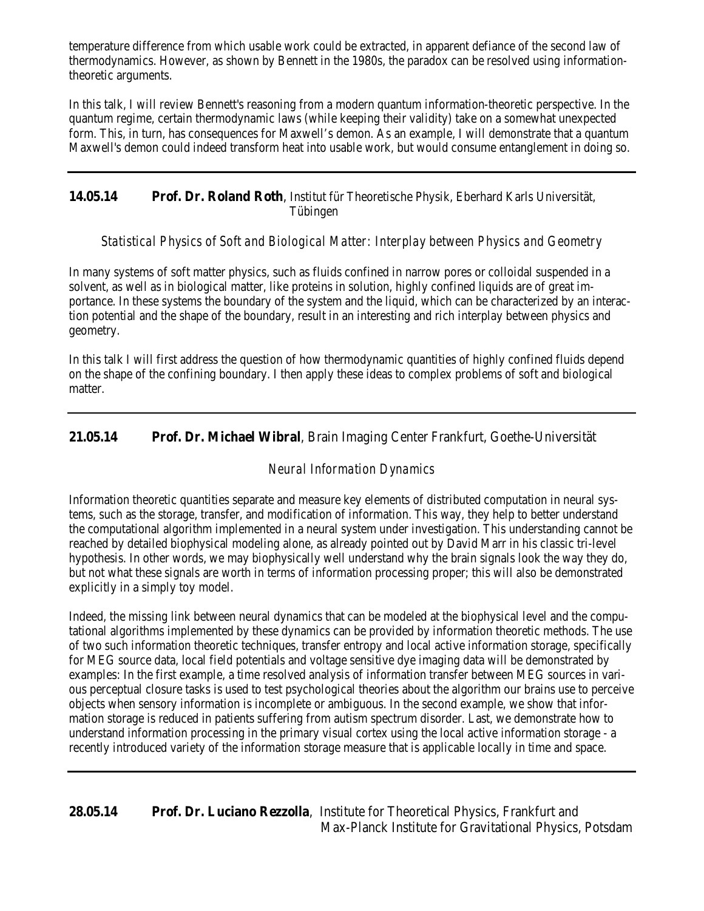temperature difference from which usable work could be extracted, in apparent defiance of the second law of thermodynamics. However, as shown by Bennett in the 1980s, the paradox can be resolved using information-theoretic arguments.

In this talk, I will review Bennett's reasoning from a modern quantum information-theoretic perspective. In the quantum regime, certain thermodynamic laws (while keeping their validity) take on a somewhat unexpected form. This, in turn, has consequences for Maxwell's demon. As an example, I will demonstrate that a quantum Maxwell's demon could indeed transform heat into usable work, but would consume entanglement in doing so.

---

**14.05.14** **Prof. Dr. Roland Roth**, Institut für Theoretische Physik, Eberhard Karls Universität, Tübingen

*Statistical Physics of Soft and Biological Matter: Interplay between Physics and Geometry*

In many systems of soft matter physics, such as fluids confined in narrow pores or colloidal suspended in a solvent, as well as in biological matter, like proteins in solution, highly confined liquids are of great importance. In these systems the boundary of the system and the liquid, which can be characterized by an interaction potential and the shape of the boundary, result in an interesting and rich interplay between physics and geometry.

In this talk I will first address the question of how thermodynamic quantities of highly confined fluids depend on the shape of the confining boundary. I then apply these ideas to complex problems of soft and biological matter.

---

**21.05.14** **Prof. Dr. Michael Wibral**, Brain Imaging Center Frankfurt, Goethe-Universität

*Neural Information Dynamics*

Information theoretic quantities separate and measure key elements of distributed computation in neural systems, such as the storage, transfer, and modification of information. This way, they help to better understand the computational algorithm implemented in a neural system under investigation. This understanding cannot be reached by detailed biophysical modeling alone, as already pointed out by David Marr in his classic tri-level hypothesis. In other words, we may biophysically well understand why the brain signals look the way they do, but not what these signals are worth in terms of information processing proper; this will also be demonstrated explicitly in a simply toy model.

Indeed, the missing link between neural dynamics that can be modeled at the biophysical level and the computational algorithms implemented by these dynamics can be provided by information theoretic methods. The use of two such information theoretic techniques, transfer entropy and local active information storage, specifically for MEG source data, local field potentials and voltage sensitive dye imaging data will be demonstrated by examples: In the first example, a time resolved analysis of information transfer between MEG sources in various perceptual closure tasks is used to test psychological theories about the algorithm our brains use to perceive objects when sensory information is incomplete or ambiguous. In the second example, we show that information storage is reduced in patients suffering from autism spectrum disorder. Last, we demonstrate how to understand information processing in the primary visual cortex using the local active information storage - a recently introduced variety of the information storage measure that is applicable locally in time and space.

---

**28.05.14** **Prof. Dr. Luciano Rezzolla**, Institute for Theoretical Physics, Frankfurt and Max-Planck Institute for Gravitational Physics, Potsdam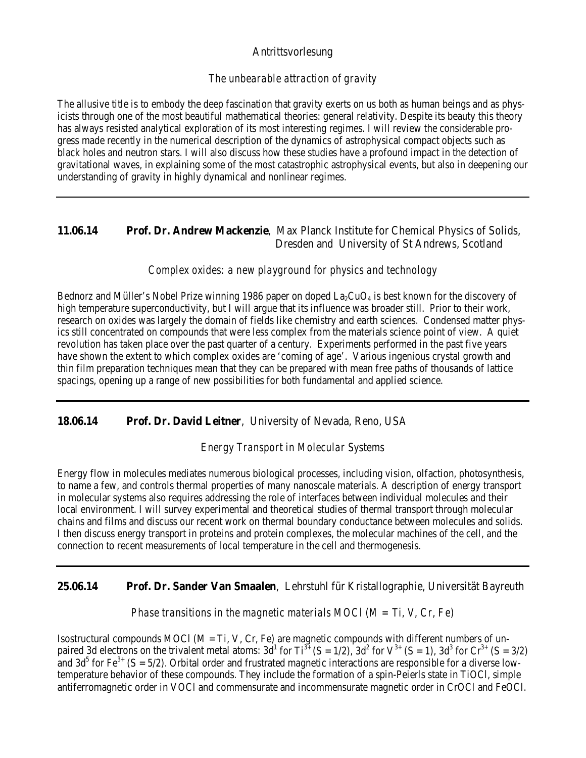Antrittsvorlesung

*The unbearable attraction of gravity*

The allusive title is to embody the deep fascination that gravity exerts on us both as human beings and as physicists through one of the most beautiful mathematical theories: general relativity. Despite its beauty this theory has always resisted analytical exploration of its most interesting regimes. I will review the considerable progress made recently in the numerical description of the dynamics of astrophysical compact objects such as black holes and neutron stars. I will also discuss how these studies have a profound impact in the detection of gravitational waves, in explaining some of the most catastrophic astrophysical events, but also in deepening our understanding of gravity in highly dynamical and nonlinear regimes.

---

**11.06.14** **Prof. Dr. Andrew Mackenzie**, Max Planck Institute for Chemical Physics of Solids, Dresden and University of St Andrews, Scotland

*Complex oxides: a new playground for physics and technology*

Bednorz and Müller's Nobel Prize winning 1986 paper on doped $La_2CuO_4$ is best known for the discovery of high temperature superconductivity, but I will argue that its influence was broader still. Prior to their work, research on oxides was largely the domain of fields like chemistry and earth sciences. Condensed matter physics still concentrated on compounds that were less complex from the materials science point of view. A quiet revolution has taken place over the past quarter of a century. Experiments performed in the past five years have shown the extent to which complex oxides are 'coming of age'. Various ingenious crystal growth and thin film preparation techniques mean that they can be prepared with mean free paths of thousands of lattice spacings, opening up a range of new possibilities for both fundamental and applied science.

---

**18.06.14** **Prof. Dr. David Leitner**, University of Nevada, Reno, USA

*Energy Transport in Molecular Systems*

Energy flow in molecules mediates numerous biological processes, including vision, olfaction, photosynthesis, to name a few, and controls thermal properties of many nanoscale materials. A description of energy transport in molecular systems also requires addressing the role of interfaces between individual molecules and their local environment. I will survey experimental and theoretical studies of thermal transport through molecular chains and films and discuss our recent work on thermal boundary conductance between molecules and solids. I then discuss energy transport in proteins and protein complexes, the molecular machines of the cell, and the connection to recent measurements of local temperature in the cell and thermogenesis.

---

**25.06.14** **Prof. Dr. Sander Van Smaalen**, Lehrstuhl für Kristallographie, Universität Bayreuth

*Phase transitions in the magnetic materials MOCl (M = Ti, V, Cr, Fe)*

Isostructural compounds MOCl (M = Ti, V, Cr, Fe) are magnetic compounds with different numbers of unpaired 3d electrons on the trivalent metal atoms: $3d^1$ for $Ti^{3+}$ ($S = 1/2$), $3d^2$ for $V^{3+}$ ($S = 1$), $3d^3$ for $Cr^{3+}$ ($S = 3/2$) and $3d^5$ for $Fe^{3+}$ ($S = 5/2$). Orbital order and frustrated magnetic interactions are responsible for a diverse low-temperature behavior of these compounds. They include the formation of a spin-Peierls state in TiOCl, simple antiferromagnetic order in VOCl and commensurate and incommensurate magnetic order in CrOCl and FeOCl.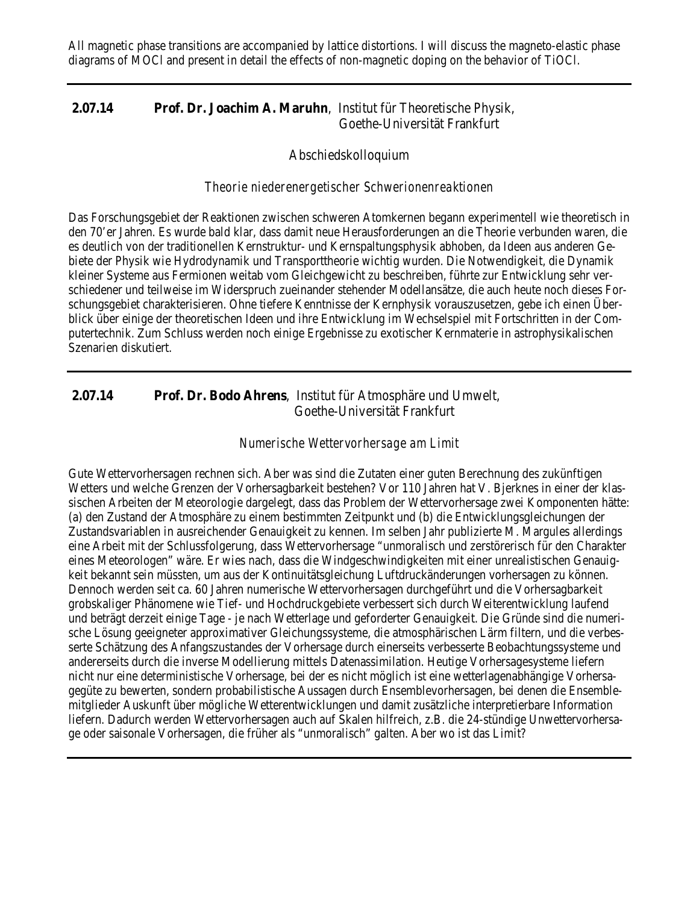All magnetic phase transitions are accompanied by lattice distortions. I will discuss the magneto-elastic phase diagrams of MOCl and present in detail the effects of non-magnetic doping on the behavior of TiOCl.

---

**2.07.14** **Prof. Dr. Joachim A. Maruhn**, Institut für Theoretische Physik, Goethe-Universität Frankfurt

Abschiedskolloquium

*Theorie niederenergetischer Schwerionenreaktionen*

Das Forschungsgebiet der Reaktionen zwischen schweren Atomkernen begann experimentell wie theoretisch in den 70'er Jahren. Es wurde bald klar, dass damit neue Herausforderungen an die Theorie verbunden waren, die es deutlich von der traditionellen Kernstruktur- und Kernspaltungsphysik abhoben, da Ideen aus anderen Gebiete der Physik wie Hydrodynamik und Transporttheorie wichtig wurden. Die Notwendigkeit, die Dynamik kleiner Systeme aus Fermionen weitab vom Gleichgewicht zu beschreiben, führte zur Entwicklung sehr verschiedener und teilweise im Widerspruch zueinander stehender Modellansätze, die auch heute noch dieses Forschungsgebiet charakterisieren. Ohne tiefere Kenntnisse der Kernphysik vorauszusetzen, gebe ich einen Überblick über einige der theoretischen Ideen und ihre Entwicklung im Wechselspiel mit Fortschritten in der Computertechnik. Zum Schluss werden noch einige Ergebnisse zu exotischer Kernmaterie in astrophysikalischen Szenarien diskutiert.

---

**2.07.14** **Prof. Dr. Bodo Ahrens**, Institut für Atmosphäre und Umwelt, Goethe-Universität Frankfurt

*Numerische Wettervorhersage am Limit*

Gute Wettervorhersagen rechnen sich. Aber was sind die Zutaten einer guten Berechnung des zukünftigen Wetters und welche Grenzen der Vorhersagbarkeit bestehen? Vor 110 Jahren hat V. Bjerknes in einer der klassischen Arbeiten der Meteorologie dargelegt, dass das Problem der Wettervorhersage zwei Komponenten hätte: (a) den Zustand der Atmosphäre zu einem bestimmten Zeitpunkt und (b) die Entwicklungsgleichungen der Zustandsvariablen in ausreichender Genauigkeit zu kennen. Im selben Jahr publizierte M. Margules allerdings eine Arbeit mit der Schlussfolgerung, dass Wettervorhersage "unmoralisch und zerstörerisch für den Charakter eines Meteorologen" wäre. Er wies nach, dass die Windgeschwindigkeiten mit einer unrealistischen Genauigkeit bekannt sein müssten, um aus der Kontinuitätsgleichung Luftdruckänderungen vorhersagen zu können. Dennoch werden seit ca. 60 Jahren numerische Wettervorhersagen durchgeführt und die Vorhersagbarkeit grobskaliger Phänomene wie Tief- und Hochdruckgebiete verbessert sich durch Weiterentwicklung laufend und beträgt derzeit einige Tage - je nach Wetterlage und geforderter Genauigkeit. Die Gründe sind die numerische Lösung geeigneter approximativer Gleichungssysteme, die atmosphärischen Lärm filtern, und die verbesserte Schätzung des Anfangszustandes der Vorhersage durch einerseits verbesserte Beobachtungssysteme und andererseits durch die inverse Modellierung mittels Datenassimilation. Heutige Vorhersagesysteme liefern nicht nur eine deterministische Vorhersage, bei der es nicht möglich ist eine wetterlagenabhängige Vorhersagegüte zu bewerten, sondern probabilistische Aussagen durch Ensemblevorhersagen, bei denen die Ensemblemitglieder Auskunft über mögliche Wetterentwicklungen und damit zusätzliche interpretierbare Information liefern. Dadurch werden Wettervorhersagen auch auf Skalen hilfreich, z.B. die 24-stündige Unwettervorhersage oder saisonale Vorhersagen, die früher als "unmoralisch" galten. Aber wo ist das Limit?